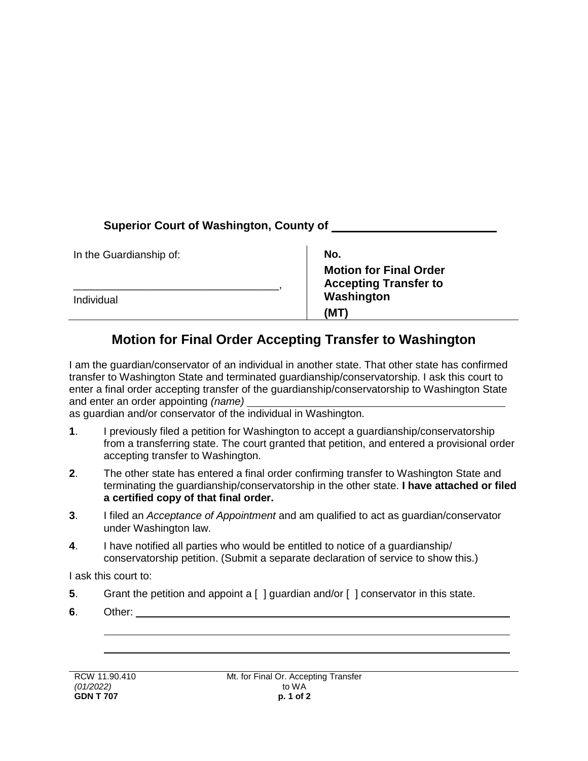**Superior Court of Washington, County of** \_\_\_\_\_\_\_\_\_\_\_\_\_\_\_\_\_\_\_\_\_\_\_\_

| In the Guardianship of: | **No.** |
| --- | --- |
| \_\_\_\_\_\_\_\_\_\_\_\_\_\_\_\_\_\_\_\_\_\_\_\_\_\_\_\_\_\_\_\_\_\_, | **Motion for Final Order Accepting Transfer to Washington** |
| Individual | **(MT)** |

## Motion for Final Order Accepting Transfer to Washington

I am the guardian/conservator of an individual in another state. That other state has confirmed transfer to Washington State and terminated guardianship/conservatorship. I ask this court to enter a final order accepting transfer of the guardianship/conservatorship to Washington State and enter an order appointing *(name)* \_\_\_\_\_\_\_\_\_\_\_\_\_\_\_\_\_\_\_\_\_\_\_\_\_\_\_\_\_\_\_\_\_\_\_\_\_\_\_\_
as guardian and/or conservator of the individual in Washington.

**1**. I previously filed a petition for Washington to accept a guardianship/conservatorship from a transferring state. The court granted that petition, and entered a provisional order accepting transfer to Washington.

**2**. The other state has entered a final order confirming transfer to Washington State and terminating the guardianship/conservatorship in the other state. **I have attached or filed a certified copy of that final order.**

**3**. I filed an *Acceptance of Appointment* and am qualified to act as guardian/conservator under Washington law.

**4**. I have notified all parties who would be entitled to notice of a guardianship/ conservatorship petition. (Submit a separate declaration of service to show this.)

I ask this court to:

**5**. Grant the petition and appoint a [ ] guardian and/or [ ] conservator in this state.

**6**. Other: \_\_\_\_\_\_\_\_\_\_\_\_\_\_\_\_\_\_\_\_\_\_\_\_\_\_\_\_\_\_\_\_\_\_\_\_\_\_\_\_\_\_\_\_\_\_\_\_\_\_\_\_\_\_\_\_\_\_\_\_

\_\_\_\_\_\_\_\_\_\_\_\_\_\_\_\_\_\_\_\_\_\_\_\_\_\_\_\_\_\_\_\_\_\_\_\_\_\_\_\_\_\_\_\_\_\_\_\_\_\_\_\_\_\_\_\_\_\_\_\_\_\_\_\_\_\_\_\_

\_\_\_\_\_\_\_\_\_\_\_\_\_\_\_\_\_\_\_\_\_\_\_\_\_\_\_\_\_\_\_\_\_\_\_\_\_\_\_\_\_\_\_\_\_\_\_\_\_\_\_\_\_\_\_\_\_\_\_\_\_\_\_\_\_\_\_\_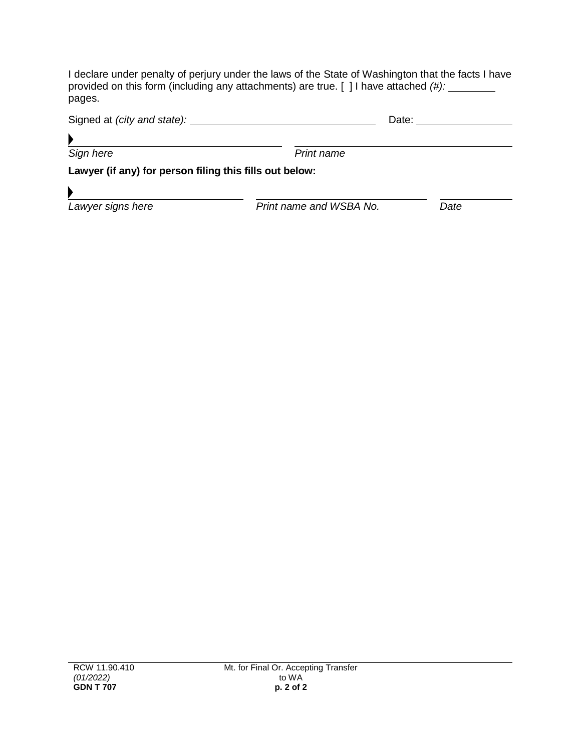I declare under penalty of perjury under the laws of the State of Washington that the facts I have provided on this form (including any attachments) are true. [ ] I have attached *(#):* ________ pages.

Signed at *(city and state):* ______________________________ Date: ______________

▶ ______________________________ ______________________________

*Sign here* *Print name*

**Lawyer (if any) for person filing this fills out below:**

▶ ______________________________ ______________________________ ____________

*Lawyer signs here* *Print name and WSBA No.* *Date*

RCW 11.90.410
*(01/2022)*
**GDN T 707**

Mt. for Final Or. Accepting Transfer to WA